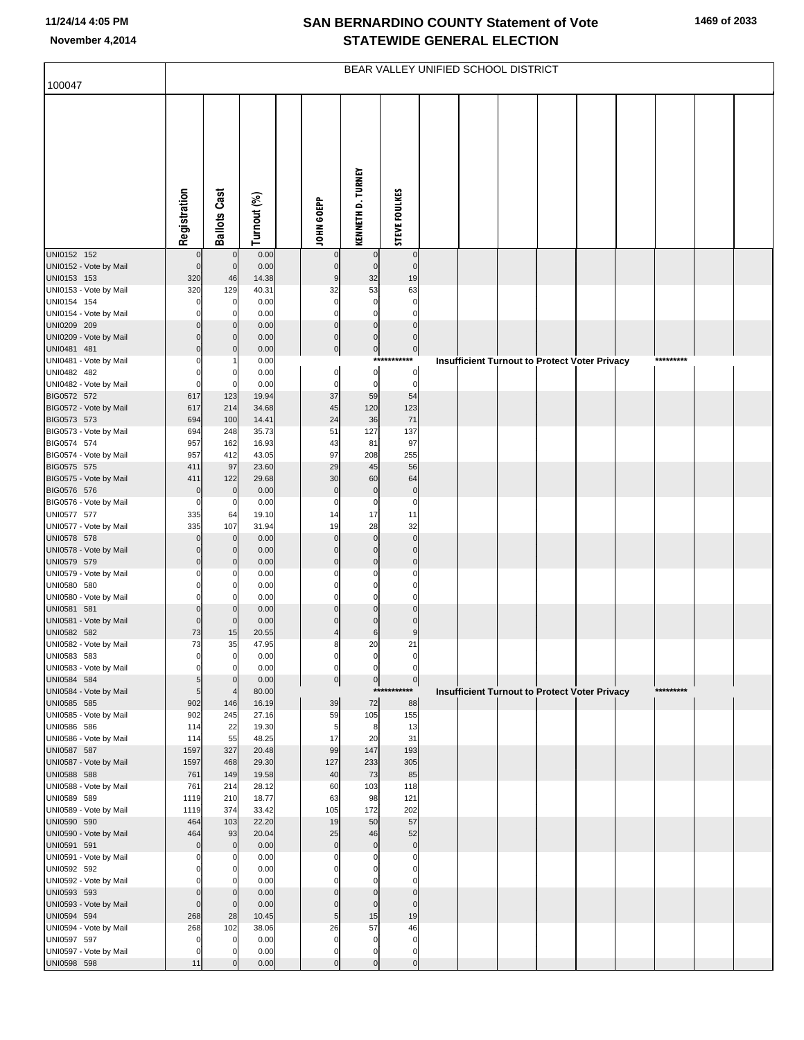# SAN BERNARDINO COUNTY Statement of Vote
## STATEWIDE GENERAL ELECTION

November 4,2014

BEAR VALLEY UNIFIED SCHOOL DISTRICT

100047

| | Registration | Ballots Cast | Turnout (%) | | JOHN GOEPP | KENNETH D. TURNEY | STEVE FOULKES |
|---|---|---|---|---|---|---|---|
| UNI0152 152 | 0 | 0 | 0.00 | | 0 | 0 | 0 |
| UNI0152 - Vote by Mail | 0 | 0 | 0.00 | | 0 | 0 | 0 |
| UNI0153 153 | 320 | 46 | 14.38 | | 9 | 32 | 19 |
| UNI0153 - Vote by Mail | 320 | 129 | 40.31 | | 32 | 53 | 63 |
| UNI0154 154 | 0 | 0 | 0.00 | | 0 | 0 | 0 |
| UNI0154 - Vote by Mail | 0 | 0 | 0.00 | | 0 | 0 | 0 |
| UNI0209 209 | 0 | 0 | 0.00 | | 0 | 0 | 0 |
| UNI0209 - Vote by Mail | 0 | 0 | 0.00 | | 0 | 0 | 0 |
| UNI0481 481 | 0 | 0 | 0.00 | | 0 | 0 | 0 |
| UNI0481 - Vote by Mail | 0 | 1 | 0.00 | | *********** Insufficient Turnout to Protect Voter Privacy ********* | | |
| UNI0482 482 | 0 | 0 | 0.00 | | 0 | 0 | 0 |
| UNI0482 - Vote by Mail | 0 | 0 | 0.00 | | 0 | 0 | 0 |
| BIG0572 572 | 617 | 123 | 19.94 | | 37 | 59 | 54 |
| BIG0572 - Vote by Mail | 617 | 214 | 34.68 | | 45 | 120 | 123 |
| BIG0573 573 | 694 | 100 | 14.41 | | 24 | 36 | 71 |
| BIG0573 - Vote by Mail | 694 | 248 | 35.73 | | 51 | 127 | 137 |
| BIG0574 574 | 957 | 162 | 16.93 | | 43 | 81 | 97 |
| BIG0574 - Vote by Mail | 957 | 412 | 43.05 | | 97 | 208 | 255 |
| BIG0575 575 | 411 | 97 | 23.60 | | 29 | 45 | 56 |
| BIG0575 - Vote by Mail | 411 | 122 | 29.68 | | 30 | 60 | 64 |
| BIG0576 576 | 0 | 0 | 0.00 | | 0 | 0 | 0 |
| BIG0576 - Vote by Mail | 0 | 0 | 0.00 | | 0 | 0 | 0 |
| UNI0577 577 | 335 | 64 | 19.10 | | 14 | 17 | 11 |
| UNI0577 - Vote by Mail | 335 | 107 | 31.94 | | 19 | 28 | 32 |
| UNI0578 578 | 0 | 0 | 0.00 | | 0 | 0 | 0 |
| UNI0578 - Vote by Mail | 0 | 0 | 0.00 | | 0 | 0 | 0 |
| UNI0579 579 | 0 | 0 | 0.00 | | 0 | 0 | 0 |
| UNI0579 - Vote by Mail | 0 | 0 | 0.00 | | 0 | 0 | 0 |
| UNI0580 580 | 0 | 0 | 0.00 | | 0 | 0 | 0 |
| UNI0580 - Vote by Mail | 0 | 0 | 0.00 | | 0 | 0 | 0 |
| UNI0581 581 | 0 | 0 | 0.00 | | 0 | 0 | 0 |
| UNI0581 - Vote by Mail | 0 | 0 | 0.00 | | 0 | 0 | 0 |
| UNI0582 582 | 73 | 15 | 20.55 | | 4 | 6 | 9 |
| UNI0582 - Vote by Mail | 73 | 35 | 47.95 | | 8 | 20 | 21 |
| UNI0583 583 | 0 | 0 | 0.00 | | 0 | 0 | 0 |
| UNI0583 - Vote by Mail | 0 | 0 | 0.00 | | 0 | 0 | 0 |
| UNI0584 584 | 5 | 0 | 0.00 | | 0 | 0 | 0 |
| UNI0584 - Vote by Mail | 5 | 4 | 80.00 | | *********** Insufficient Turnout to Protect Voter Privacy ********* | | |
| UNI0585 585 | 902 | 146 | 16.19 | | 39 | 72 | 88 |
| UNI0585 - Vote by Mail | 902 | 245 | 27.16 | | 59 | 105 | 155 |
| UNI0586 586 | 114 | 22 | 19.30 | | 5 | 8 | 13 |
| UNI0586 - Vote by Mail | 114 | 55 | 48.25 | | 17 | 20 | 31 |
| UNI0587 587 | 1597 | 327 | 20.48 | | 99 | 147 | 193 |
| UNI0587 - Vote by Mail | 1597 | 468 | 29.30 | | 127 | 233 | 305 |
| UNI0588 588 | 761 | 149 | 19.58 | | 40 | 73 | 85 |
| UNI0588 - Vote by Mail | 761 | 214 | 28.12 | | 60 | 103 | 118 |
| UNI0589 589 | 1119 | 210 | 18.77 | | 63 | 98 | 121 |
| UNI0589 - Vote by Mail | 1119 | 374 | 33.42 | | 105 | 172 | 202 |
| UNI0590 590 | 464 | 103 | 22.20 | | 19 | 50 | 57 |
| UNI0590 - Vote by Mail | 464 | 93 | 20.04 | | 25 | 46 | 52 |
| UNI0591 591 | 0 | 0 | 0.00 | | 0 | 0 | 0 |
| UNI0591 - Vote by Mail | 0 | 0 | 0.00 | | 0 | 0 | 0 |
| UNI0592 592 | 0 | 0 | 0.00 | | 0 | 0 | 0 |
| UNI0592 - Vote by Mail | 0 | 0 | 0.00 | | 0 | 0 | 0 |
| UNI0593 593 | 0 | 0 | 0.00 | | 0 | 0 | 0 |
| UNI0593 - Vote by Mail | 0 | 0 | 0.00 | | 0 | 0 | 0 |
| UNI0594 594 | 268 | 28 | 10.45 | | 5 | 15 | 19 |
| UNI0594 - Vote by Mail | 268 | 102 | 38.06 | | 26 | 57 | 46 |
| UNI0597 597 | 0 | 0 | 0.00 | | 0 | 0 | 0 |
| UNI0597 - Vote by Mail | 0 | 0 | 0.00 | | 0 | 0 | 0 |
| UNI0598 598 | 11 | 0 | 0.00 | | 0 | 0 | 0 |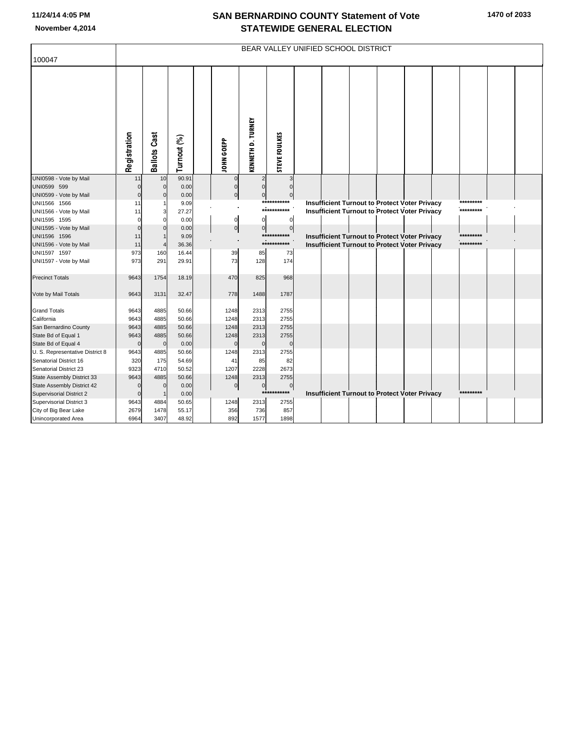# SAN BERNARDINO COUNTY Statement of Vote
## STATEWIDE GENERAL ELECTION

11/24/14 4:05 PM
November 4,2014

100047

BEAR VALLEY UNIFIED SCHOOL DISTRICT

| | Registration | Ballots Cast | Turnout (%) | | JOHN GOEPP | KENNETH D. TURNEY | STEVE FOULKES |
|---|---|---|---|---|---|---|---|
| UNI0598 - Vote by Mail | 11 | 10 | 90.91 | | 0 | 2 | 3 |
| UNI0599 599 | 0 | 0 | 0.00 | | 0 | 0 | 0 |
| UNI0599 - Vote by Mail | 0 | 0 | 0.00 | | 0 | 0 | 0 |
| UNI1566 1566 | 11 | 1 | 9.09 | | Insufficient Turnout to Protect Voter Privacy | | |
| UNI1566 - Vote by Mail | 11 | 3 | 27.27 | | Insufficient Turnout to Protect Voter Privacy | | |
| UNI1595 1595 | 0 | 0 | 0.00 | | 0 | 0 | 0 |
| UNI1595 - Vote by Mail | 0 | 0 | 0.00 | | 0 | 0 | 0 |
| UNI1596 1596 | 11 | 1 | 9.09 | | Insufficient Turnout to Protect Voter Privacy | | |
| UNI1596 - Vote by Mail | 11 | 4 | 36.36 | | Insufficient Turnout to Protect Voter Privacy | | |
| UNI1597 1597 | 973 | 160 | 16.44 | | 39 | 85 | 73 |
| UNI1597 - Vote by Mail | 973 | 291 | 29.91 | | 73 | 128 | 174 |
| Precinct Totals | 9643 | 1754 | 18.19 | | 470 | 825 | 968 |
| Vote by Mail Totals | 9643 | 3131 | 32.47 | | 778 | 1488 | 1787 |
| Grand Totals | 9643 | 4885 | 50.66 | | 1248 | 2313 | 2755 |
| California | 9643 | 4885 | 50.66 | | 1248 | 2313 | 2755 |
| San Bernardino County | 9643 | 4885 | 50.66 | | 1248 | 2313 | 2755 |
| State Bd of Equal 1 | 9643 | 4885 | 50.66 | | 1248 | 2313 | 2755 |
| State Bd of Equal 4 | 0 | 0 | 0.00 | | 0 | 0 | 0 |
| U. S. Representative District 8 | 9643 | 4885 | 50.66 | | 1248 | 2313 | 2755 |
| Senatorial District 16 | 320 | 175 | 54.69 | | 41 | 85 | 82 |
| Senatorial District 23 | 9323 | 4710 | 50.52 | | 1207 | 2228 | 2673 |
| State Assembly District 33 | 9643 | 4885 | 50.66 | | 1248 | 2313 | 2755 |
| State Assembly District 42 | 0 | 0 | 0.00 | | 0 | 0 | 0 |
| Supervisorial District 2 | 0 | 1 | 0.00 | | Insufficient Turnout to Protect Voter Privacy | | |
| Supervisorial District 3 | 9643 | 4884 | 50.65 | | 1248 | 2313 | 2755 |
| City of Big Bear Lake | 2679 | 1478 | 55.17 | | 356 | 736 | 857 |
| Unincorporated Area | 6964 | 3407 | 48.92 | | 892 | 1577 | 1898 |